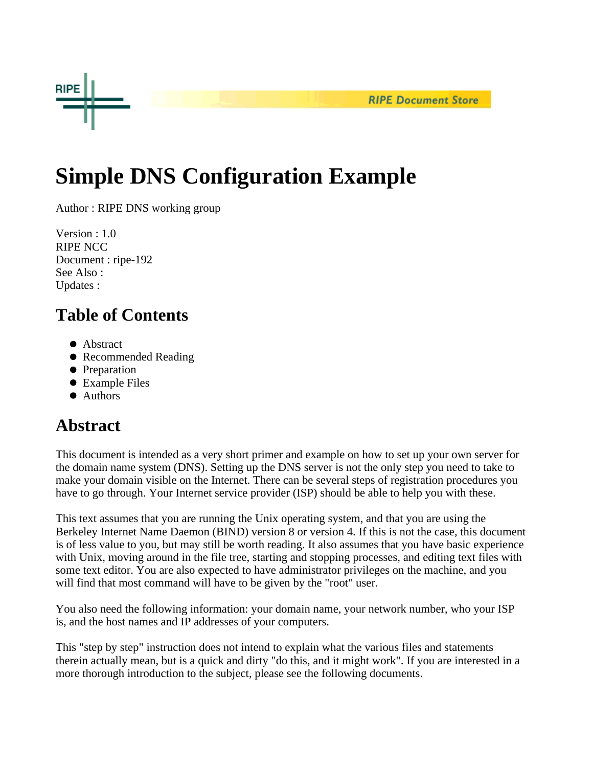# Simple DNS Configuration Example

Author : RIPE DNS working group

Version : 1.0
RIPE NCC
Document : ripe-192
See Also :
Updates :

## Table of Contents

- Abstract
- Recommended Reading
- Preparation
- Example Files
- Authors

## Abstract

This document is intended as a very short primer and example on how to set up your own server for the domain name system (DNS). Setting up the DNS server is not the only step you need to take to make your domain visible on the Internet. There can be several steps of registration procedures you have to go through. Your Internet service provider (ISP) should be able to help you with these.

This text assumes that you are running the Unix operating system, and that you are using the Berkeley Internet Name Daemon (BIND) version 8 or version 4. If this is not the case, this document is of less value to you, but may still be worth reading. It also assumes that you have basic experience with Unix, moving around in the file tree, starting and stopping processes, and editing text files with some text editor. You are also expected to have administrator privileges on the machine, and you will find that most command will have to be given by the "root" user.

You also need the following information: your domain name, your network number, who your ISP is, and the host names and IP addresses of your computers.

This "step by step" instruction does not intend to explain what the various files and statements therein actually mean, but is a quick and dirty "do this, and it might work". If you are interested in a more thorough introduction to the subject, please see the following documents.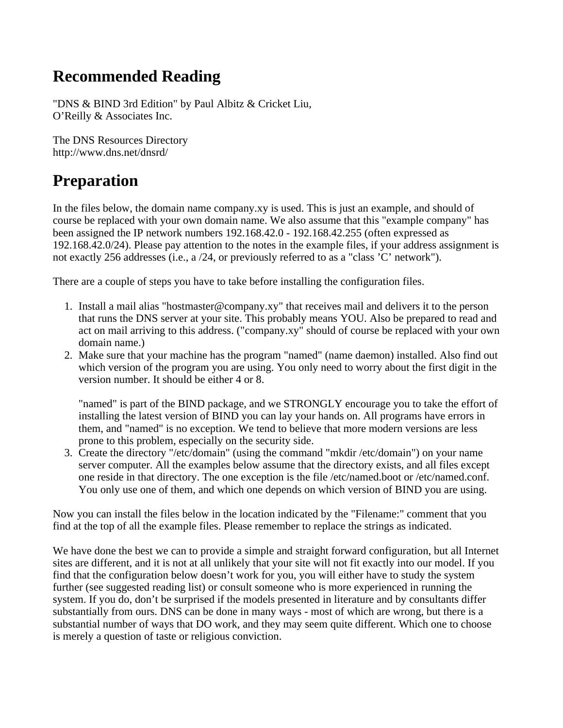# Recommended Reading

"DNS & BIND 3rd Edition" by Paul Albitz & Cricket Liu,
O'Reilly & Associates Inc.

The DNS Resources Directory
http://www.dns.net/dnsrd/

# Preparation

In the files below, the domain name company.xy is used. This is just an example, and should of course be replaced with your own domain name. We also assume that this "example company" has been assigned the IP network numbers 192.168.42.0 - 192.168.42.255 (often expressed as 192.168.42.0/24). Please pay attention to the notes in the example files, if your address assignment is not exactly 256 addresses (i.e., a /24, or previously referred to as a "class 'C' network").

There are a couple of steps you have to take before installing the configuration files.

1. Install a mail alias "hostmaster@company.xy" that receives mail and delivers it to the person that runs the DNS server at your site. This probably means YOU. Also be prepared to read and act on mail arriving to this address. ("company.xy" should of course be replaced with your own domain name.)
2. Make sure that your machine has the program "named" (name daemon) installed. Also find out which version of the program you are using. You only need to worry about the first digit in the version number. It should be either 4 or 8.

   "named" is part of the BIND package, and we STRONGLY encourage you to take the effort of installing the latest version of BIND you can lay your hands on. All programs have errors in them, and "named" is no exception. We tend to believe that more modern versions are less prone to this problem, especially on the security side.
3. Create the directory "/etc/domain" (using the command "mkdir /etc/domain") on your name server computer. All the examples below assume that the directory exists, and all files except one reside in that directory. The one exception is the file /etc/named.boot or /etc/named.conf. You only use one of them, and which one depends on which version of BIND you are using.

Now you can install the files below in the location indicated by the "Filename:" comment that you find at the top of all the example files. Please remember to replace the strings as indicated.

We have done the best we can to provide a simple and straight forward configuration, but all Internet sites are different, and it is not at all unlikely that your site will not fit exactly into our model. If you find that the configuration below doesn't work for you, you will either have to study the system further (see suggested reading list) or consult someone who is more experienced in running the system. If you do, don't be surprised if the models presented in literature and by consultants differ substantially from ours. DNS can be done in many ways - most of which are wrong, but there is a substantial number of ways that DO work, and they may seem quite different. Which one to choose is merely a question of taste or religious conviction.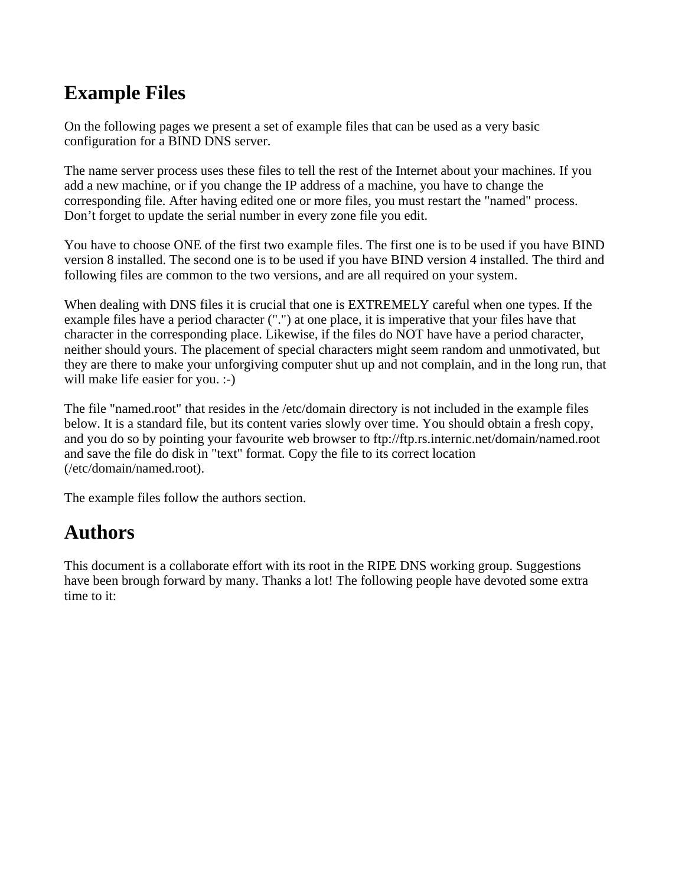## Example Files

On the following pages we present a set of example files that can be used as a very basic configuration for a BIND DNS server.

The name server process uses these files to tell the rest of the Internet about your machines. If you add a new machine, or if you change the IP address of a machine, you have to change the corresponding file. After having edited one or more files, you must restart the "named" process. Don’t forget to update the serial number in every zone file you edit.

You have to choose ONE of the first two example files. The first one is to be used if you have BIND version 8 installed. The second one is to be used if you have BIND version 4 installed. The third and following files are common to the two versions, and are all required on your system.

When dealing with DNS files it is crucial that one is EXTREMELY careful when one types. If the example files have a period character (".") at one place, it is imperative that your files have that character in the corresponding place. Likewise, if the files do NOT have have a period character, neither should yours. The placement of special characters might seem random and unmotivated, but they are there to make your unforgiving computer shut up and not complain, and in the long run, that will make life easier for you. :-)

The file "named.root" that resides in the /etc/domain directory is not included in the example files below. It is a standard file, but its content varies slowly over time. You should obtain a fresh copy, and you do so by pointing your favourite web browser to ftp://ftp.rs.internic.net/domain/named.root and save the file do disk in "text" format. Copy the file to its correct location (/etc/domain/named.root).

The example files follow the authors section.

## Authors

This document is a collaborate effort with its root in the RIPE DNS working group. Suggestions have been brough forward by many. Thanks a lot! The following people have devoted some extra time to it: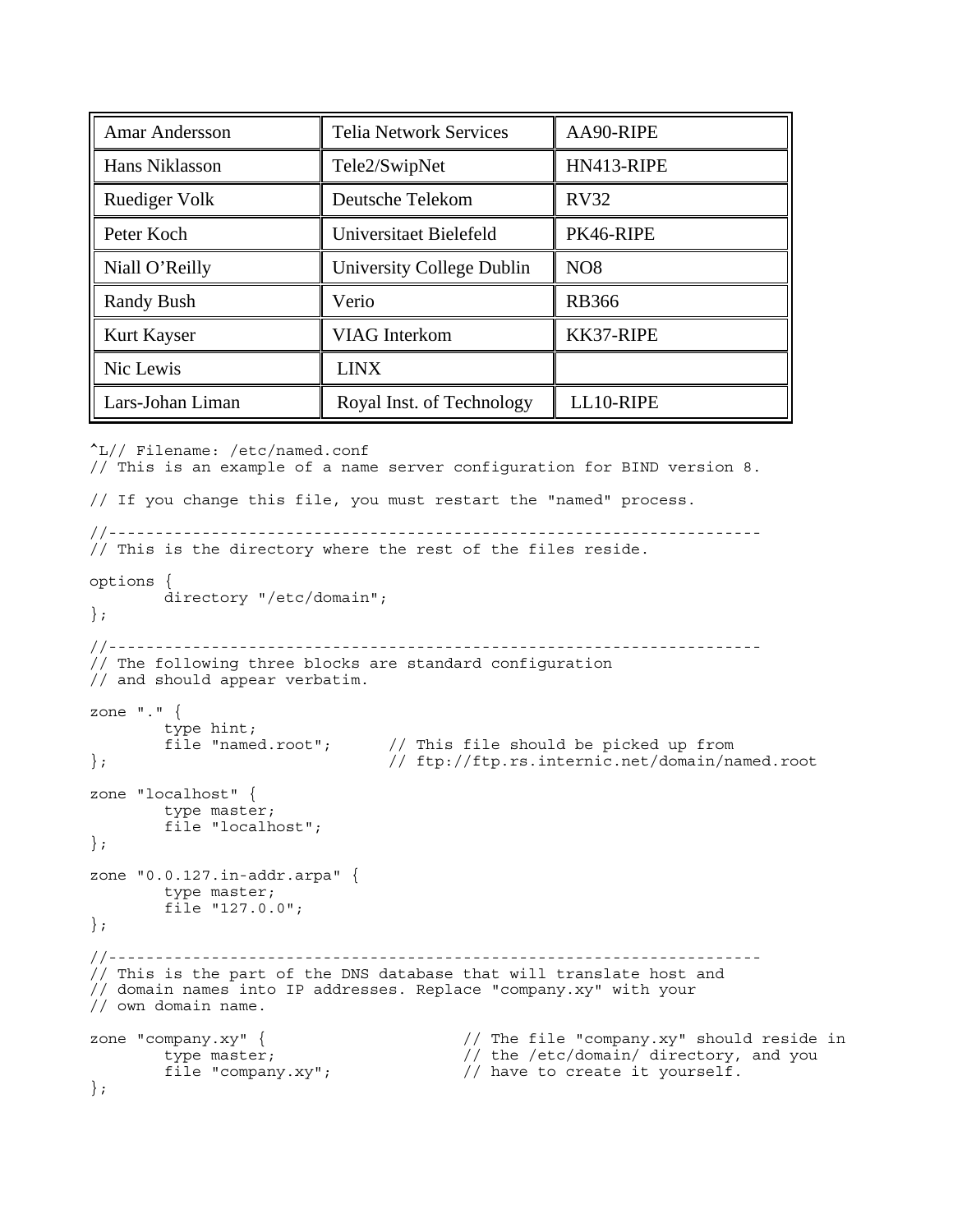| | | |
|---|---|---|
| Amar Andersson | Telia Network Services | AA90-RIPE |
| Hans Niklasson | Tele2/SwipNet | HN413-RIPE |
| Ruediger Volk | Deutsche Telekom | RV32 |
| Peter Koch | Universitaet Bielefeld | PK46-RIPE |
| Niall O'Reilly | University College Dublin | NO8 |
| Randy Bush | Verio | RB366 |
| Kurt Kayser | VIAG Interkom | KK37-RIPE |
| Nic Lewis | LINX | |
| Lars-Johan Liman | Royal Inst. of Technology | LL10-RIPE |

```
^L// Filename: /etc/named.conf
// This is an example of a name server configuration for BIND version 8.

// If you change this file, you must restart the "named" process.

//--------------------------------------------------------------------
// This is the directory where the rest of the files reside.

options {
        directory "/etc/domain";
};

//--------------------------------------------------------------------
// The following three blocks are standard configuration
// and should appear verbatim.

zone "." {
        type hint;
        file "named.root";      // This file should be picked up from
};                              // ftp://ftp.rs.internic.net/domain/named.root

zone "localhost" {
        type master;
        file "localhost";
};

zone "0.0.127.in-addr.arpa" {
        type master;
        file "127.0.0";
};

//--------------------------------------------------------------------
// This is the part of the DNS database that will translate host and
// domain names into IP addresses. Replace "company.xy" with your
// own domain name.

zone "company.xy" {                     // The file "company.xy" should reside in
        type master;                    // the /etc/domain/ directory, and you
        file "company.xy";              // have to create it yourself.
};
```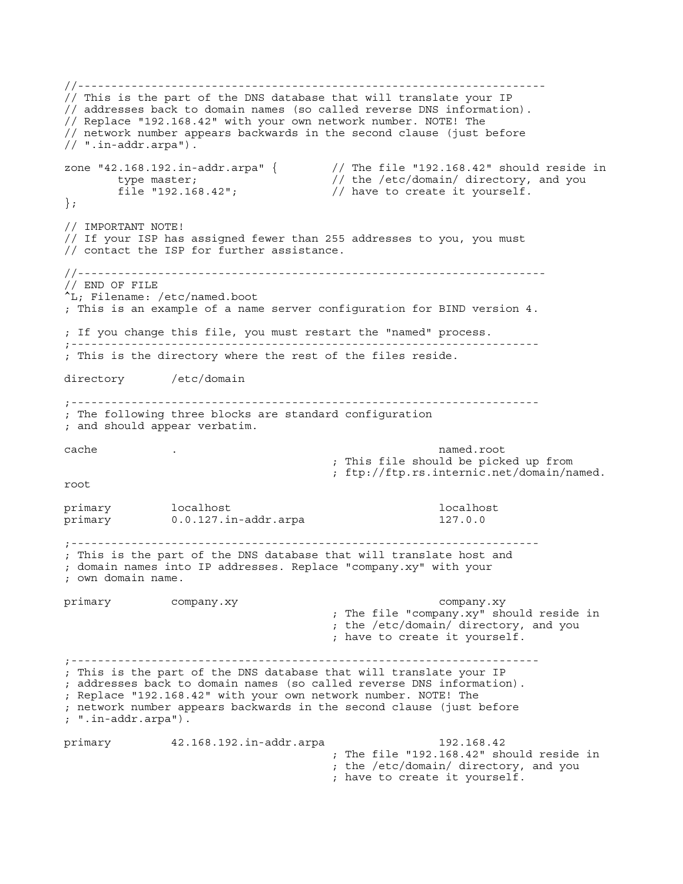```
//---------------------------------------------------------------------
// This is the part of the DNS database that will translate your IP
// addresses back to domain names (so called reverse DNS information).
// Replace "192.168.42" with your own network number. NOTE! The
// network number appears backwards in the second clause (just before
// ".in-addr.arpa").

zone "42.168.192.in-addr.arpa" {        // The file "192.168.42" should reside in
        type master;                    // the /etc/domain/ directory, and you
        file "192.168.42";              // have to create it yourself.
};

// IMPORTANT NOTE!
// If your ISP has assigned fewer than 255 addresses to you, you must
// contact the ISP for further assistance.

//---------------------------------------------------------------------
// END OF FILE
^L; Filename: /etc/named.boot
; This is an example of a name server configuration for BIND version 4.

; If you change this file, you must restart the "named" process.
;---------------------------------------------------------------------
; This is the directory where the rest of the files reside.

directory       /etc/domain

;---------------------------------------------------------------------
; The following three blocks are standard configuration
; and should appear verbatim.

cache           .                                       named.root
                                        ; This file should be picked up from
                                        ; ftp://ftp.rs.internic.net/domain/named.
root

primary         localhost                               localhost
primary         0.0.127.in-addr.arpa                    127.0.0

;---------------------------------------------------------------------
; This is the part of the DNS database that will translate host and
; domain names into IP addresses. Replace "company.xy" with your
; own domain name.

primary         company.xy                              company.xy
                                        ; The file "company.xy" should reside in
                                        ; the /etc/domain/ directory, and you
                                        ; have to create it yourself.

;---------------------------------------------------------------------
; This is the part of the DNS database that will translate your IP
; addresses back to domain names (so called reverse DNS information).
; Replace "192.168.42" with your own network number. NOTE! The
; network number appears backwards in the second clause (just before
; ".in-addr.arpa").

primary         42.168.192.in-addr.arpa                 192.168.42
                                        ; The file "192.168.42" should reside in
                                        ; the /etc/domain/ directory, and you
                                        ; have to create it yourself.
```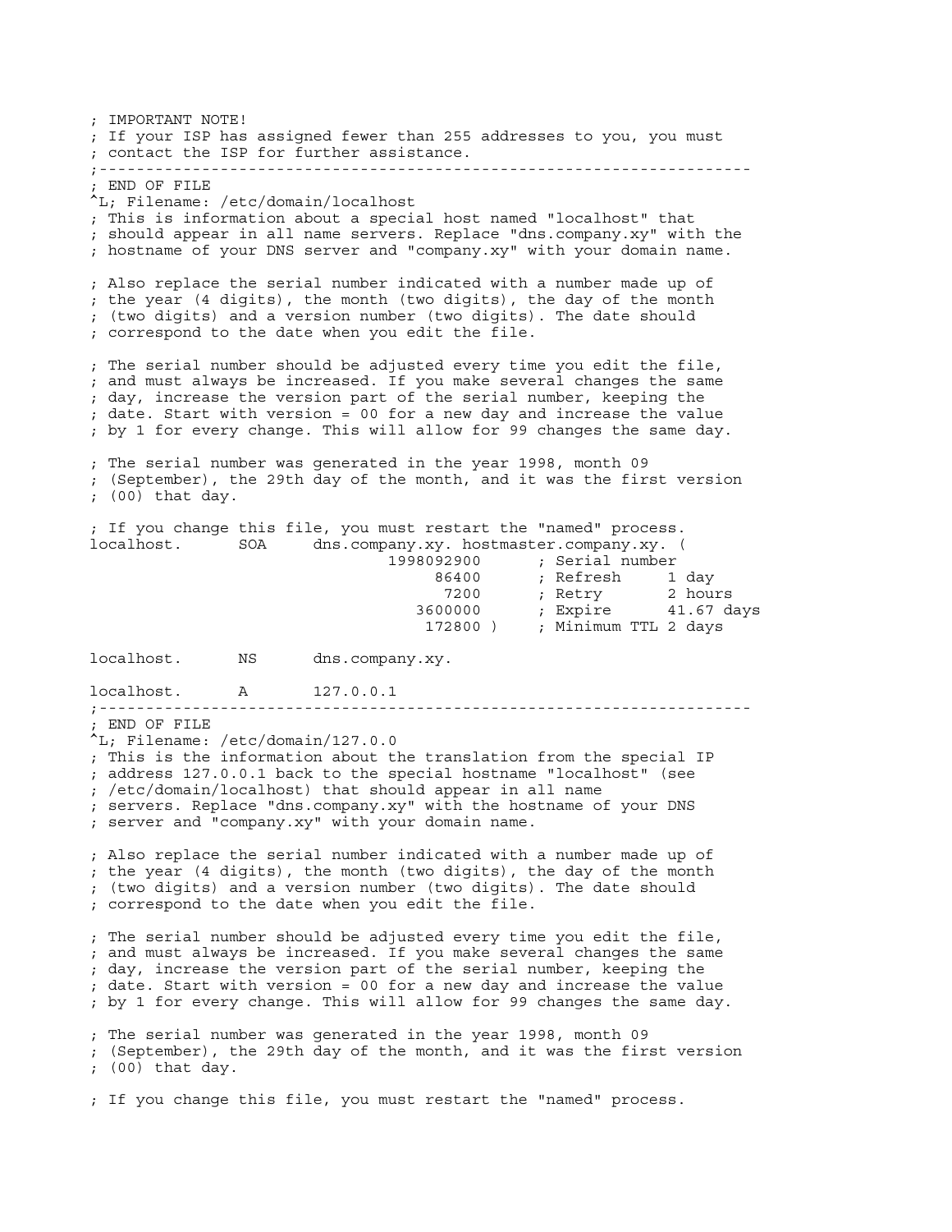```
; IMPORTANT NOTE!
; If your ISP has assigned fewer than 255 addresses to you, you must
; contact the ISP for further assistance.
;----------------------------------------------------------------------
; END OF FILE
^L; Filename: /etc/domain/localhost
; This is information about a special host named "localhost" that
; should appear in all name servers. Replace "dns.company.xy" with the
; hostname of your DNS server and "company.xy" with your domain name.

; Also replace the serial number indicated with a number made up of
; the year (4 digits), the month (two digits), the day of the month
; (two digits) and a version number (two digits). The date should
; correspond to the date when you edit the file.

; The serial number should be adjusted every time you edit the file,
; and must always be increased. If you make several changes the same
; day, increase the version part of the serial number, keeping the
; date. Start with version = 00 for a new day and increase the value
; by 1 for every change. This will allow for 99 changes the same day.

; The serial number was generated in the year 1998, month 09
; (September), the 29th day of the month, and it was the first version
; (00) that day.

; If you change this file, you must restart the "named" process.
localhost.      SOA     dns.company.xy. hostmaster.company.xy. (
                            1998092900      ; Serial number
                                 86400      ; Refresh     1 day
                                  7200      ; Retry       2 hours
                               3600000      ; Expire      41.67 days
                                172800 )    ; Minimum TTL 2 days

localhost.      NS      dns.company.xy.

localhost.      A       127.0.0.1
;----------------------------------------------------------------------
; END OF FILE
^L; Filename: /etc/domain/127.0.0
; This is the information about the translation from the special IP
; address 127.0.0.1 back to the special hostname "localhost" (see
; /etc/domain/localhost) that should appear in all name
; servers. Replace "dns.company.xy" with the hostname of your DNS
; server and "company.xy" with your domain name.

; Also replace the serial number indicated with a number made up of
; the year (4 digits), the month (two digits), the day of the month
; (two digits) and a version number (two digits). The date should
; correspond to the date when you edit the file.

; The serial number should be adjusted every time you edit the file,
; and must always be increased. If you make several changes the same
; day, increase the version part of the serial number, keeping the
; date. Start with version = 00 for a new day and increase the value
; by 1 for every change. This will allow for 99 changes the same day.

; The serial number was generated in the year 1998, month 09
; (September), the 29th day of the month, and it was the first version
; (00) that day.

; If you change this file, you must restart the "named" process.
```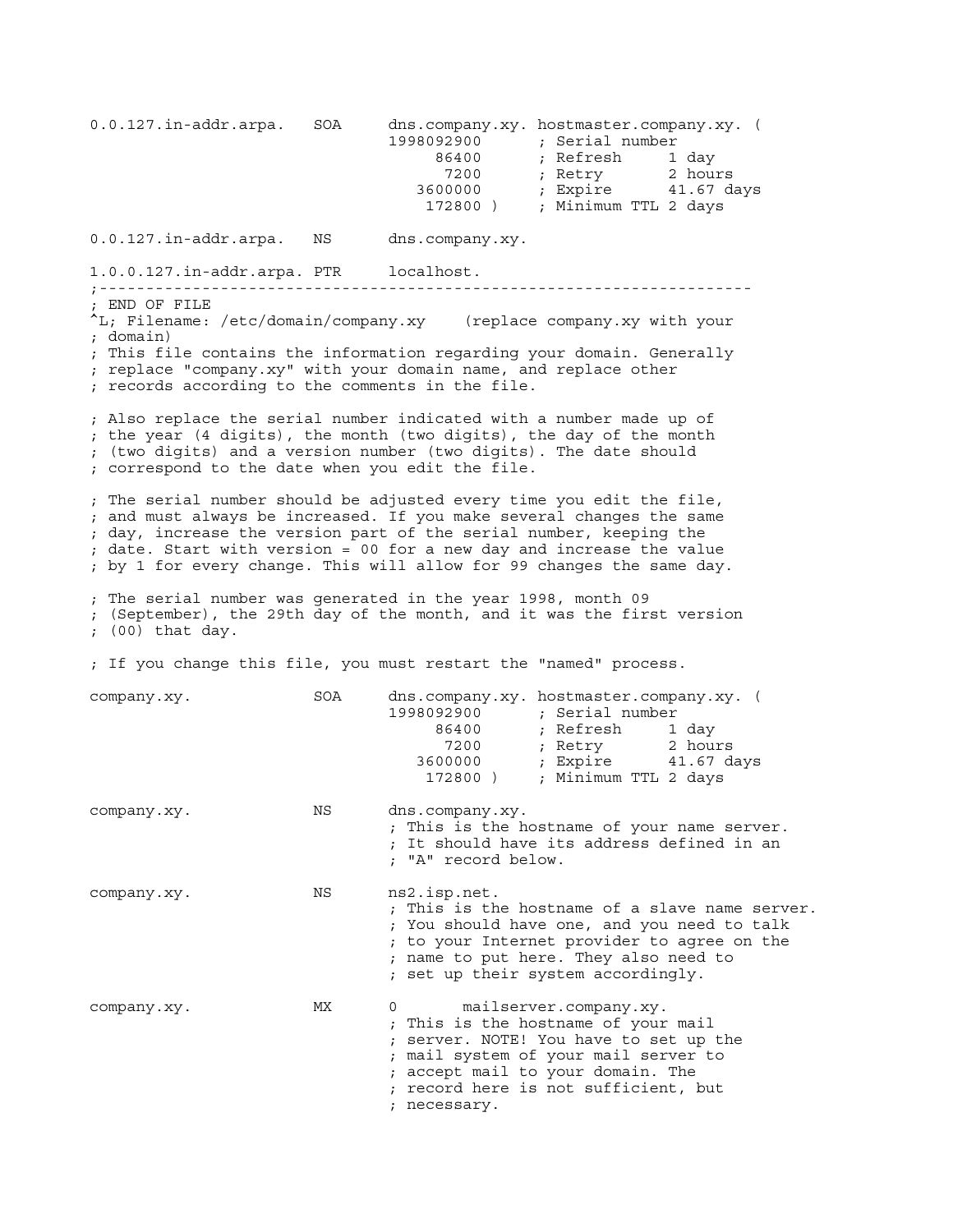```
0.0.127.in-addr.arpa.   SOA     dns.company.xy. hostmaster.company.xy. (
                                1998092900      ; Serial number
                                     86400      ; Refresh     1 day
                                      7200      ; Retry       2 hours
                                   3600000      ; Expire      41.67 days
                                    172800 )    ; Minimum TTL 2 days

0.0.127.in-addr.arpa.   NS      dns.company.xy.

1.0.0.127.in-addr.arpa. PTR     localhost.
;----------------------------------------------------------------------
; END OF FILE
^L; Filename: /etc/domain/company.xy    (replace company.xy with your
; domain)
; This file contains the information regarding your domain. Generally
; replace "company.xy" with your domain name, and replace other
; records according to the comments in the file.

; Also replace the serial number indicated with a number made up of
; the year (4 digits), the month (two digits), the day of the month
; (two digits) and a version number (two digits). The date should
; correspond to the date when you edit the file.

; The serial number should be adjusted every time you edit the file,
; and must always be increased. If you make several changes the same
; day, increase the version part of the serial number, keeping the
; date. Start with version = 00 for a new day and increase the value
; by 1 for every change. This will allow for 99 changes the same day.

; The serial number was generated in the year 1998, month 09
; (September), the 29th day of the month, and it was the first version
; (00) that day.

; If you change this file, you must restart the "named" process.

company.xy.             SOA     dns.company.xy. hostmaster.company.xy. (
                                1998092900      ; Serial number
                                     86400      ; Refresh     1 day
                                      7200      ; Retry       2 hours
                                   3600000      ; Expire      41.67 days
                                    172800 )    ; Minimum TTL 2 days

company.xy.             NS      dns.company.xy.
                                ; This is the hostname of your name server.
                                ; It should have its address defined in an
                                ; "A" record below.

company.xy.             NS      ns2.isp.net.
                                ; This is the hostname of a slave name server.
                                ; You should have one, and you need to talk
                                ; to your Internet provider to agree on the
                                ; name to put here. They also need to
                                ; set up their system accordingly.

company.xy.             MX      0       mailserver.company.xy.
                                ; This is the hostname of your mail
                                ; server. NOTE! You have to set up the
                                ; mail system of your mail server to
                                ; accept mail to your domain. The
                                ; record here is not sufficient, but
                                ; necessary.
```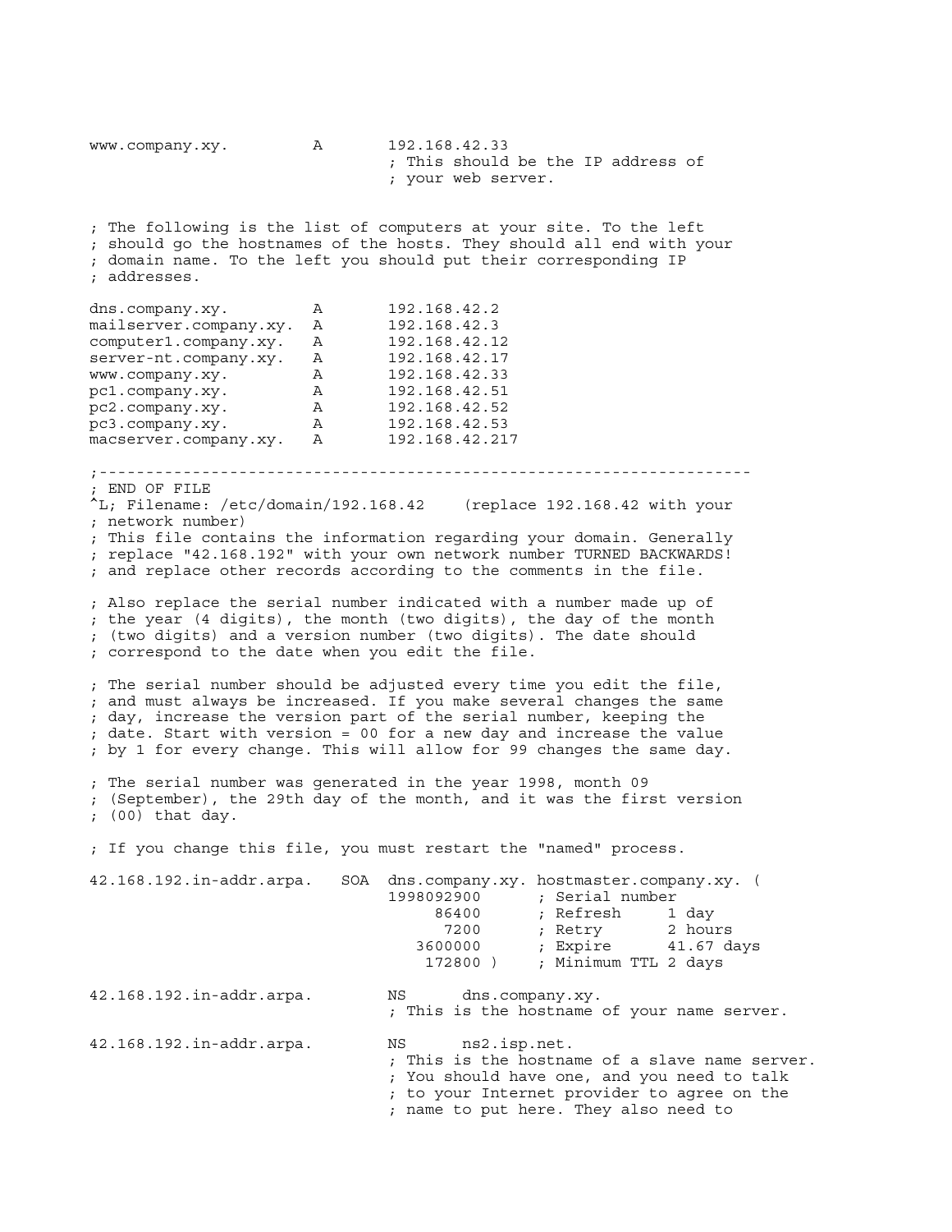```
www.company.xy.         A       192.168.42.33
                                ; This should be the IP address of
                                ; your web server.


; The following is the list of computers at your site. To the left
; should go the hostnames of the hosts. They should all end with your
; domain name. To the left you should put their corresponding IP
; addresses.

dns.company.xy.         A       192.168.42.2
mailserver.company.xy.  A       192.168.42.3
computer1.company.xy.   A       192.168.42.12
server-nt.company.xy.   A       192.168.42.17
www.company.xy.         A       192.168.42.33
pc1.company.xy.         A       192.168.42.51
pc2.company.xy.         A       192.168.42.52
pc3.company.xy.         A       192.168.42.53
macserver.company.xy.   A       192.168.42.217

;---------------------------------------------------------------------
; END OF FILE
^L; Filename: /etc/domain/192.168.42    (replace 192.168.42 with your
; network number)
; This file contains the information regarding your domain. Generally
; replace "42.168.192" with your own network number TURNED BACKWARDS!
; and replace other records according to the comments in the file.

; Also replace the serial number indicated with a number made up of
; the year (4 digits), the month (two digits), the day of the month
; (two digits) and a version number (two digits). The date should
; correspond to the date when you edit the file.

; The serial number should be adjusted every time you edit the file,
; and must always be increased. If you make several changes the same
; day, increase the version part of the serial number, keeping the
; date. Start with version = 00 for a new day and increase the value
; by 1 for every change. This will allow for 99 changes the same day.

; The serial number was generated in the year 1998, month 09
; (September), the 29th day of the month, and it was the first version
; (00) that day.

; If you change this file, you must restart the "named" process.

42.168.192.in-addr.arpa.   SOA  dns.company.xy. hostmaster.company.xy. (
                                1998092900      ; Serial number
                                     86400      ; Refresh     1 day
                                      7200      ; Retry       2 hours
                                   3600000      ; Expire      41.67 days
                                    172800 )    ; Minimum TTL 2 days

42.168.192.in-addr.arpa.        NS      dns.company.xy.
                                ; This is the hostname of your name server.

42.168.192.in-addr.arpa.        NS      ns2.isp.net.
                                ; This is the hostname of a slave name server.
                                ; You should have one, and you need to talk
                                ; to your Internet provider to agree on the
                                ; name to put here. They also need to
```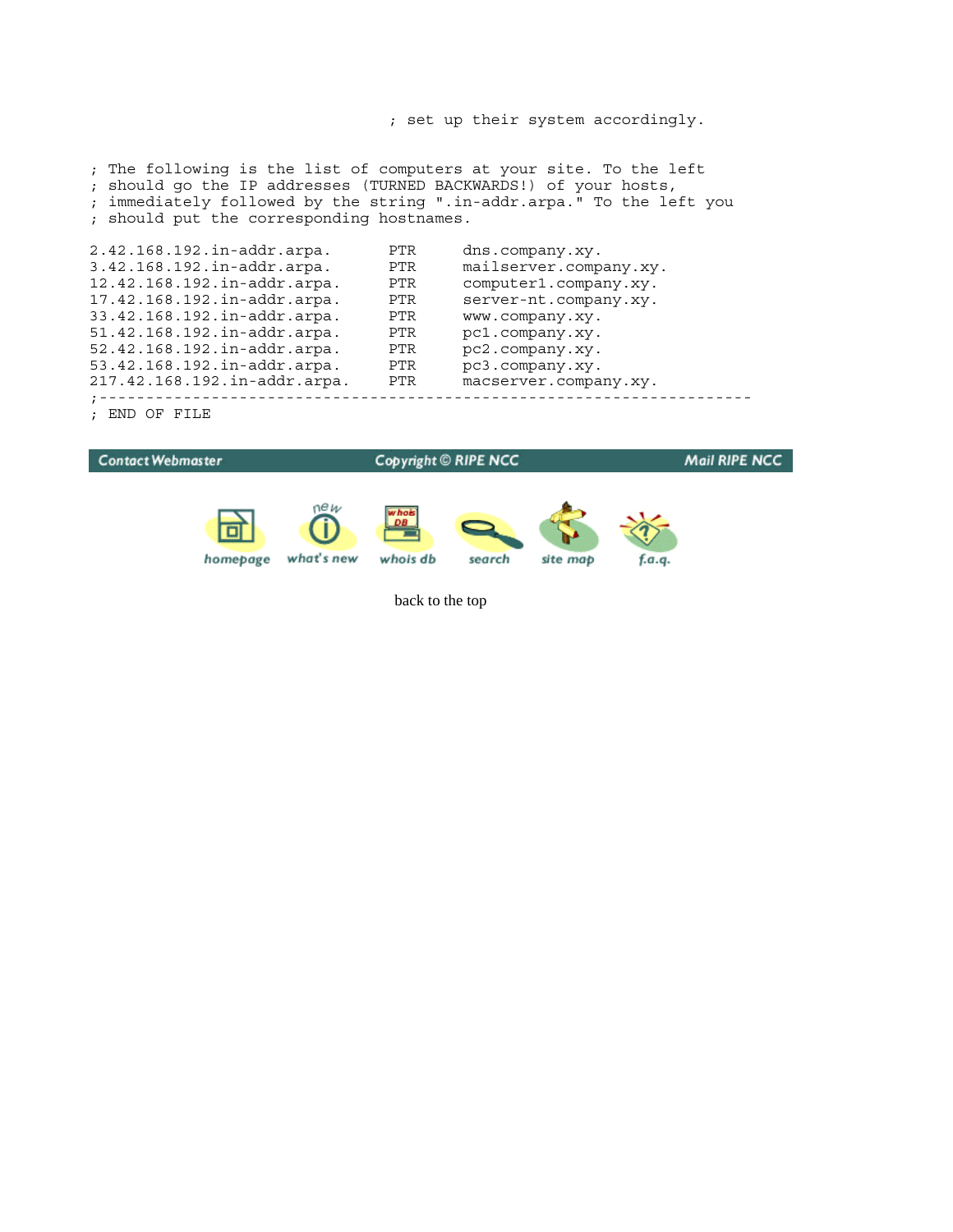```
                                      ; set up their system accordingly.


; The following is the list of computers at your site. To the left
; should go the IP addresses (TURNED BACKWARDS!) of your hosts,
; immediately followed by the string ".in-addr.arpa." To the left you
; should put the corresponding hostnames.

2.42.168.192.in-addr.arpa.       PTR     dns.company.xy.
3.42.168.192.in-addr.arpa.       PTR     mailserver.company.xy.
12.42.168.192.in-addr.arpa.      PTR     computer1.company.xy.
17.42.168.192.in-addr.arpa.      PTR     server-nt.company.xy.
33.42.168.192.in-addr.arpa.      PTR     www.company.xy.
51.42.168.192.in-addr.arpa.      PTR     pc1.company.xy.
52.42.168.192.in-addr.arpa.      PTR     pc2.company.xy.
53.42.168.192.in-addr.arpa.      PTR     pc3.company.xy.
217.42.168.192.in-addr.arpa.     PTR     macserver.company.xy.
;----------------------------------------------------------------------
; END OF FILE
```

Contact Webmaster    Copyright © RIPE NCC    Mail RIPE NCC

homepage    what's new    whois db    search    site map    f.a.q.

back to the top